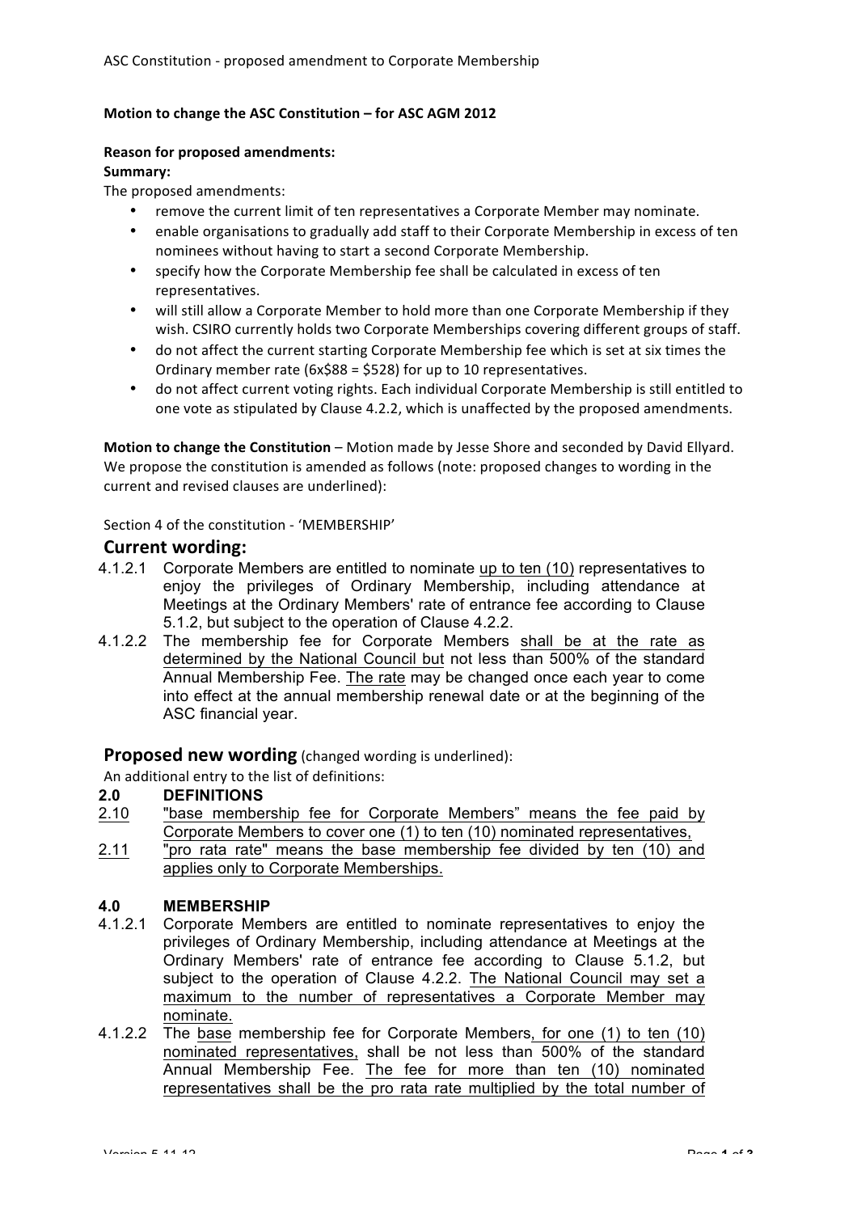**Motion to change the ASC Constitution – for ASC AGM 2012**

**Reason for proposed amendments:**
**Summary:**
The proposed amendments:

- remove the current limit of ten representatives a Corporate Member may nominate.
- enable organisations to gradually add staff to their Corporate Membership in excess of ten nominees without having to start a second Corporate Membership.
- specify how the Corporate Membership fee shall be calculated in excess of ten representatives.
- will still allow a Corporate Member to hold more than one Corporate Membership if they wish. CSIRO currently holds two Corporate Memberships covering different groups of staff.
- do not affect the current starting Corporate Membership fee which is set at six times the Ordinary member rate (6x$88 = $528) for up to 10 representatives.
- do not affect current voting rights. Each individual Corporate Membership is still entitled to one vote as stipulated by Clause 4.2.2, which is unaffected by the proposed amendments.

**Motion to change the Constitution** – Motion made by Jesse Shore and seconded by David Ellyard. We propose the constitution is amended as follows (note: proposed changes to wording in the current and revised clauses are underlined):

Section 4 of the constitution - 'MEMBERSHIP'

## Current wording:

4.1.2.1 Corporate Members are entitled to nominate <u>up to ten (10)</u> representatives to enjoy the privileges of Ordinary Membership, including attendance at Meetings at the Ordinary Members' rate of entrance fee according to Clause 5.1.2, but subject to the operation of Clause 4.2.2.

4.1.2.2 The membership fee for Corporate Members <u>shall be at the rate as determined by the National Council but</u> not less than 500% of the standard Annual Membership Fee. <u>The rate</u> may be changed once each year to come into effect at the annual membership renewal date or at the beginning of the ASC financial year.

## Proposed new wording (changed wording is underlined):

An additional entry to the list of definitions:

**2.0 DEFINITIONS**

<u>2.10</u> <u>"base membership fee for Corporate Members" means the fee paid by Corporate Members to cover one (1) to ten (10) nominated representatives,</u>

<u>2.11</u> <u>"pro rata rate" means the base membership fee divided by ten (10) and applies only to Corporate Memberships.</u>

**4.0 MEMBERSHIP**

4.1.2.1 Corporate Members are entitled to nominate representatives to enjoy the privileges of Ordinary Membership, including attendance at Meetings at the Ordinary Members' rate of entrance fee according to Clause 5.1.2, but subject to the operation of Clause 4.2.2. <u>The National Council may set a maximum to the number of representatives a Corporate Member may nominate.</u>

4.1.2.2 The <u>base</u> membership fee for Corporate Members<u>, for one (1) to ten (10) nominated representatives,</u> shall be not less than 500% of the standard Annual Membership Fee. <u>The fee for more than ten (10) nominated representatives shall be the pro rata rate multiplied by the total number of</u>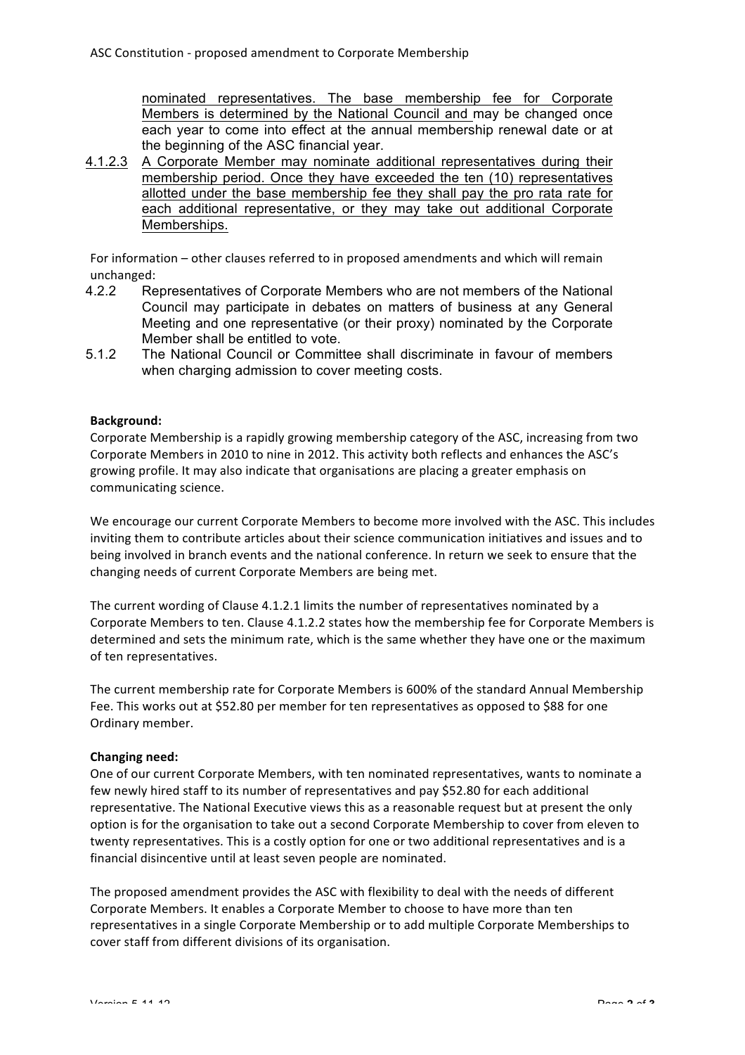nominated representatives. The base membership fee for Corporate Members is determined by the National Council and may be changed once each year to come into effect at the annual membership renewal date or at the beginning of the ASC financial year.

4.1.2.3 A Corporate Member may nominate additional representatives during their membership period. Once they have exceeded the ten (10) representatives allotted under the base membership fee they shall pay the pro rata rate for each additional representative, or they may take out additional Corporate Memberships.

For information – other clauses referred to in proposed amendments and which will remain unchanged:

4.2.2 Representatives of Corporate Members who are not members of the National Council may participate in debates on matters of business at any General Meeting and one representative (or their proxy) nominated by the Corporate Member shall be entitled to vote.

5.1.2 The National Council or Committee shall discriminate in favour of members when charging admission to cover meeting costs.

**Background:**

Corporate Membership is a rapidly growing membership category of the ASC, increasing from two Corporate Members in 2010 to nine in 2012. This activity both reflects and enhances the ASC's growing profile. It may also indicate that organisations are placing a greater emphasis on communicating science.

We encourage our current Corporate Members to become more involved with the ASC. This includes inviting them to contribute articles about their science communication initiatives and issues and to being involved in branch events and the national conference. In return we seek to ensure that the changing needs of current Corporate Members are being met.

The current wording of Clause 4.1.2.1 limits the number of representatives nominated by a Corporate Members to ten. Clause 4.1.2.2 states how the membership fee for Corporate Members is determined and sets the minimum rate, which is the same whether they have one or the maximum of ten representatives.

The current membership rate for Corporate Members is 600% of the standard Annual Membership Fee. This works out at $52.80 per member for ten representatives as opposed to $88 for one Ordinary member.

**Changing need:**

One of our current Corporate Members, with ten nominated representatives, wants to nominate a few newly hired staff to its number of representatives and pay $52.80 for each additional representative. The National Executive views this as a reasonable request but at present the only option is for the organisation to take out a second Corporate Membership to cover from eleven to twenty representatives. This is a costly option for one or two additional representatives and is a financial disincentive until at least seven people are nominated.

The proposed amendment provides the ASC with flexibility to deal with the needs of different Corporate Members. It enables a Corporate Member to choose to have more than ten representatives in a single Corporate Membership or to add multiple Corporate Memberships to cover staff from different divisions of its organisation.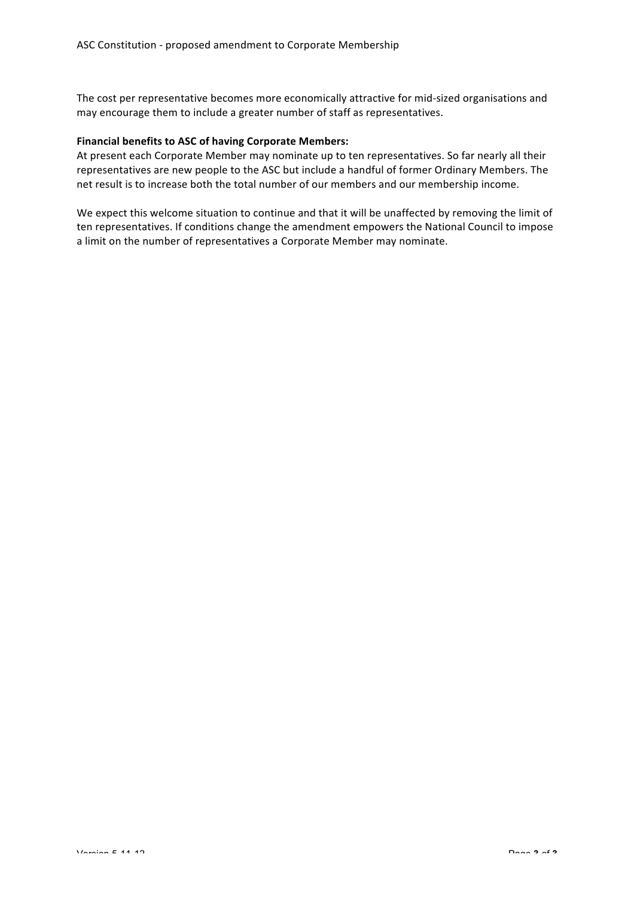The cost per representative becomes more economically attractive for mid-sized organisations and may encourage them to include a greater number of staff as representatives.

**Financial benefits to ASC of having Corporate Members:**

At present each Corporate Member may nominate up to ten representatives. So far nearly all their representatives are new people to the ASC but include a handful of former Ordinary Members. The net result is to increase both the total number of our members and our membership income.

We expect this welcome situation to continue and that it will be unaffected by removing the limit of ten representatives. If conditions change the amendment empowers the National Council to impose a limit on the number of representatives a Corporate Member may nominate.